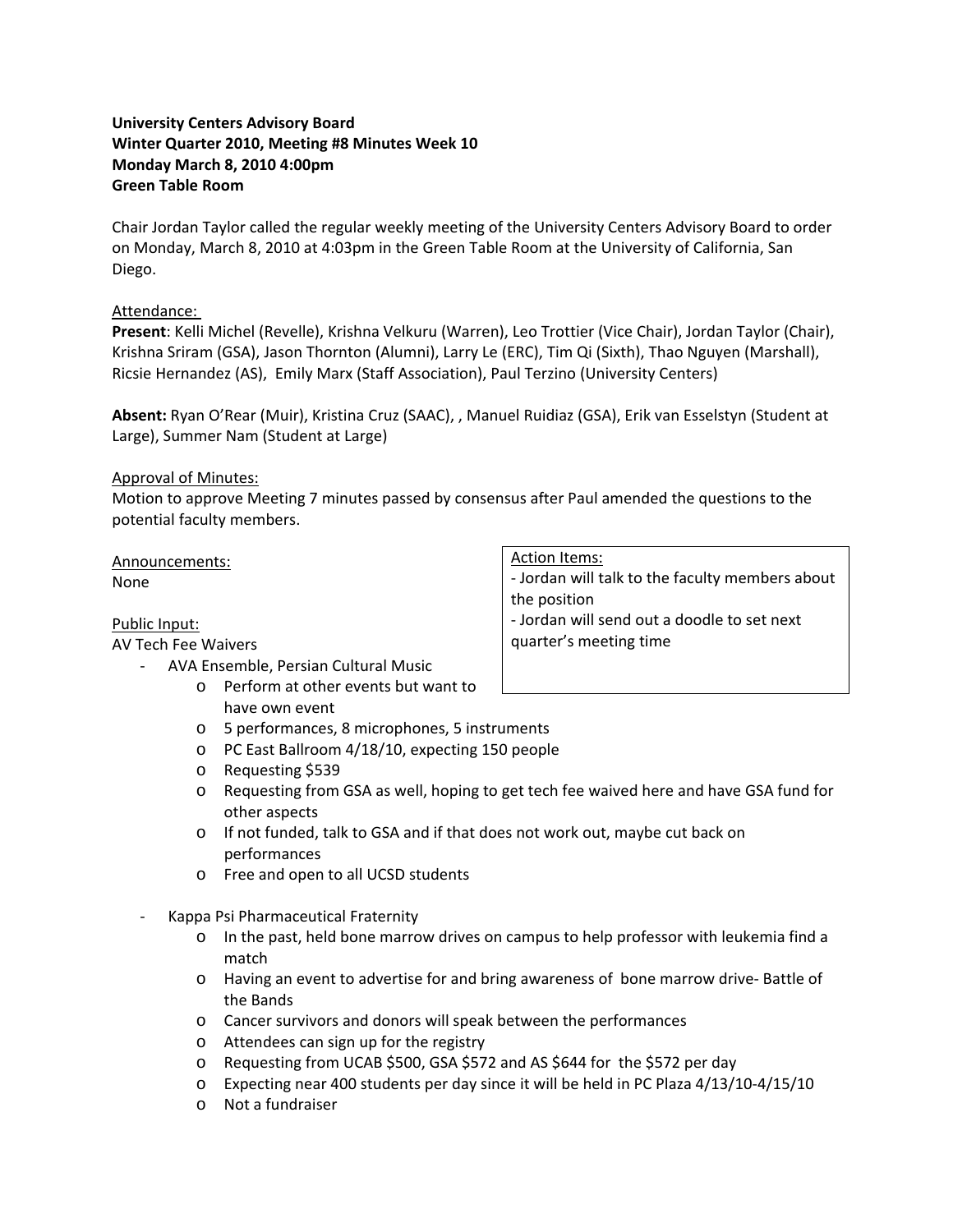**University Centers Advisory Board**
**Winter Quarter 2010, Meeting #8 Minutes Week 10**
**Monday March 8, 2010 4:00pm**
**Green Table Room**

Chair Jordan Taylor called the regular weekly meeting of the University Centers Advisory Board to order on Monday, March 8, 2010 at 4:03pm in the Green Table Room at the University of California, San Diego.

Attendance:
**Present**: Kelli Michel (Revelle), Krishna Velkuru (Warren), Leo Trottier (Vice Chair), Jordan Taylor (Chair), Krishna Sriram (GSA), Jason Thornton (Alumni), Larry Le (ERC), Tim Qi (Sixth), Thao Nguyen (Marshall), Ricsie Hernandez (AS), Emily Marx (Staff Association), Paul Terzino (University Centers)

**Absent:** Ryan O'Rear (Muir), Kristina Cruz (SAAC), , Manuel Ruidiaz (GSA), Erik van Esselstyn (Student at Large), Summer Nam (Student at Large)

Approval of Minutes:
Motion to approve Meeting 7 minutes passed by consensus after Paul amended the questions to the potential faculty members.

Action Items:
- Jordan will talk to the faculty members about the position
- Jordan will send out a doodle to set next quarter's meeting time

Announcements:
None

Public Input:
AV Tech Fee Waivers

- AVA Ensemble, Persian Cultural Music
  - Perform at other events but want to have own event
  - 5 performances, 8 microphones, 5 instruments
  - PC East Ballroom 4/18/10, expecting 150 people
  - Requesting $539
  - Requesting from GSA as well, hoping to get tech fee waived here and have GSA fund for other aspects
  - If not funded, talk to GSA and if that does not work out, maybe cut back on performances
  - Free and open to all UCSD students

- Kappa Psi Pharmaceutical Fraternity
  - In the past, held bone marrow drives on campus to help professor with leukemia find a match
  - Having an event to advertise for and bring awareness of bone marrow drive- Battle of the Bands
  - Cancer survivors and donors will speak between the performances
  - Attendees can sign up for the registry
  - Requesting from UCAB $500, GSA $572 and AS $644 for the $572 per day
  - Expecting near 400 students per day since it will be held in PC Plaza 4/13/10-4/15/10
  - Not a fundraiser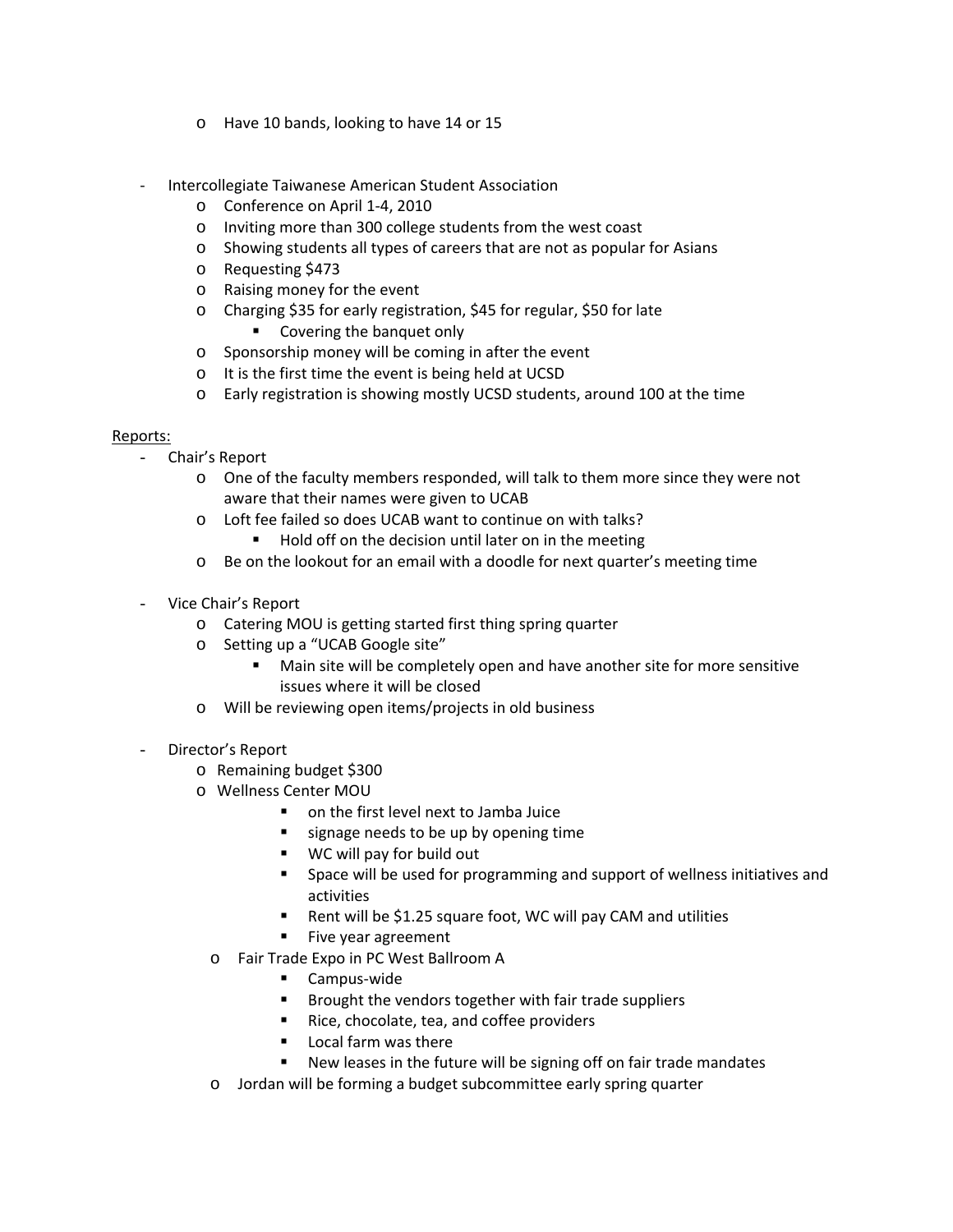- Have 10 bands, looking to have 14 or 15

- Intercollegiate Taiwanese American Student Association
  - Conference on April 1-4, 2010
  - Inviting more than 300 college students from the west coast
  - Showing students all types of careers that are not as popular for Asians
  - Requesting $473
  - Raising money for the event
  - Charging $35 for early registration, $45 for regular, $50 for late
    - Covering the banquet only
  - Sponsorship money will be coming in after the event
  - It is the first time the event is being held at UCSD
  - Early registration is showing mostly UCSD students, around 100 at the time

Reports:

- Chair's Report
  - One of the faculty members responded, will talk to them more since they were not aware that their names were given to UCAB
  - Loft fee failed so does UCAB want to continue on with talks?
    - Hold off on the decision until later on in the meeting
  - Be on the lookout for an email with a doodle for next quarter's meeting time

- Vice Chair's Report
  - Catering MOU is getting started first thing spring quarter
  - Setting up a "UCAB Google site"
    - Main site will be completely open and have another site for more sensitive issues where it will be closed
  - Will be reviewing open items/projects in old business

- Director's Report
  - Remaining budget $300
  - Wellness Center MOU
    - on the first level next to Jamba Juice
    - signage needs to be up by opening time
    - WC will pay for build out
    - Space will be used for programming and support of wellness initiatives and activities
    - Rent will be $1.25 square foot, WC will pay CAM and utilities
    - Five year agreement
  - Fair Trade Expo in PC West Ballroom A
    - Campus-wide
    - Brought the vendors together with fair trade suppliers
    - Rice, chocolate, tea, and coffee providers
    - Local farm was there
    - New leases in the future will be signing off on fair trade mandates
  - Jordan will be forming a budget subcommittee early spring quarter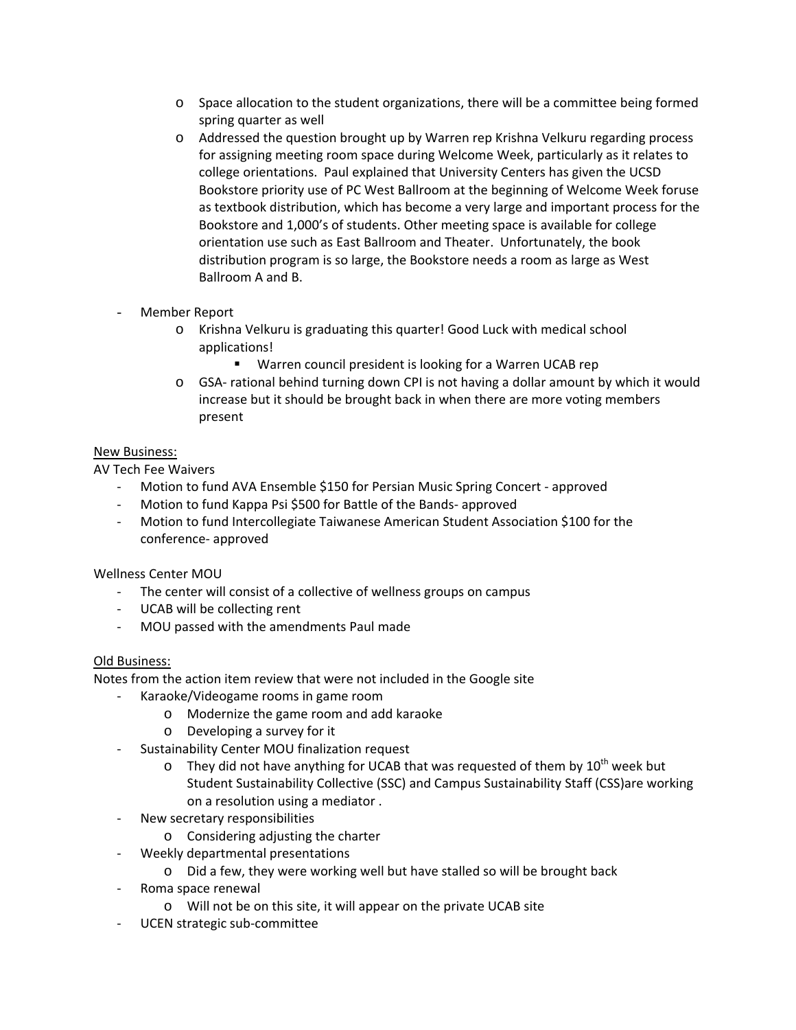- Space allocation to the student organizations, there will be a committee being formed spring quarter as well
  - Addressed the question brought up by Warren rep Krishna Velkuru regarding process for assigning meeting room space during Welcome Week, particularly as it relates to college orientations. Paul explained that University Centers has given the UCSD Bookstore priority use of PC West Ballroom at the beginning of Welcome Week foruse as textbook distribution, which has become a very large and important process for the Bookstore and 1,000's of students. Other meeting space is available for college orientation use such as East Ballroom and Theater. Unfortunately, the book distribution program is so large, the Bookstore needs a room as large as West Ballroom A and B.

- Member Report
  - Krishna Velkuru is graduating this quarter! Good Luck with medical school applications!
    - Warren council president is looking for a Warren UCAB rep
  - GSA- rational behind turning down CPI is not having a dollar amount by which it would increase but it should be brought back in when there are more voting members present

<u>New Business:</u>

AV Tech Fee Waivers

- Motion to fund AVA Ensemble $150 for Persian Music Spring Concert - approved
- Motion to fund Kappa Psi $500 for Battle of the Bands- approved
- Motion to fund Intercollegiate Taiwanese American Student Association $100 for the conference- approved

Wellness Center MOU

- The center will consist of a collective of wellness groups on campus
- UCAB will be collecting rent
- MOU passed with the amendments Paul made

<u>Old Business:</u>

Notes from the action item review that were not included in the Google site

- Karaoke/Videogame rooms in game room
  - Modernize the game room and add karaoke
  - Developing a survey for it
- Sustainability Center MOU finalization request
  - They did not have anything for UCAB that was requested of them by 10th week but Student Sustainability Collective (SSC) and Campus Sustainability Staff (CSS)are working on a resolution using a mediator .
- New secretary responsibilities
  - Considering adjusting the charter
- Weekly departmental presentations
  - Did a few, they were working well but have stalled so will be brought back
- Roma space renewal
  - Will not be on this site, it will appear on the private UCAB site
- UCEN strategic sub-committee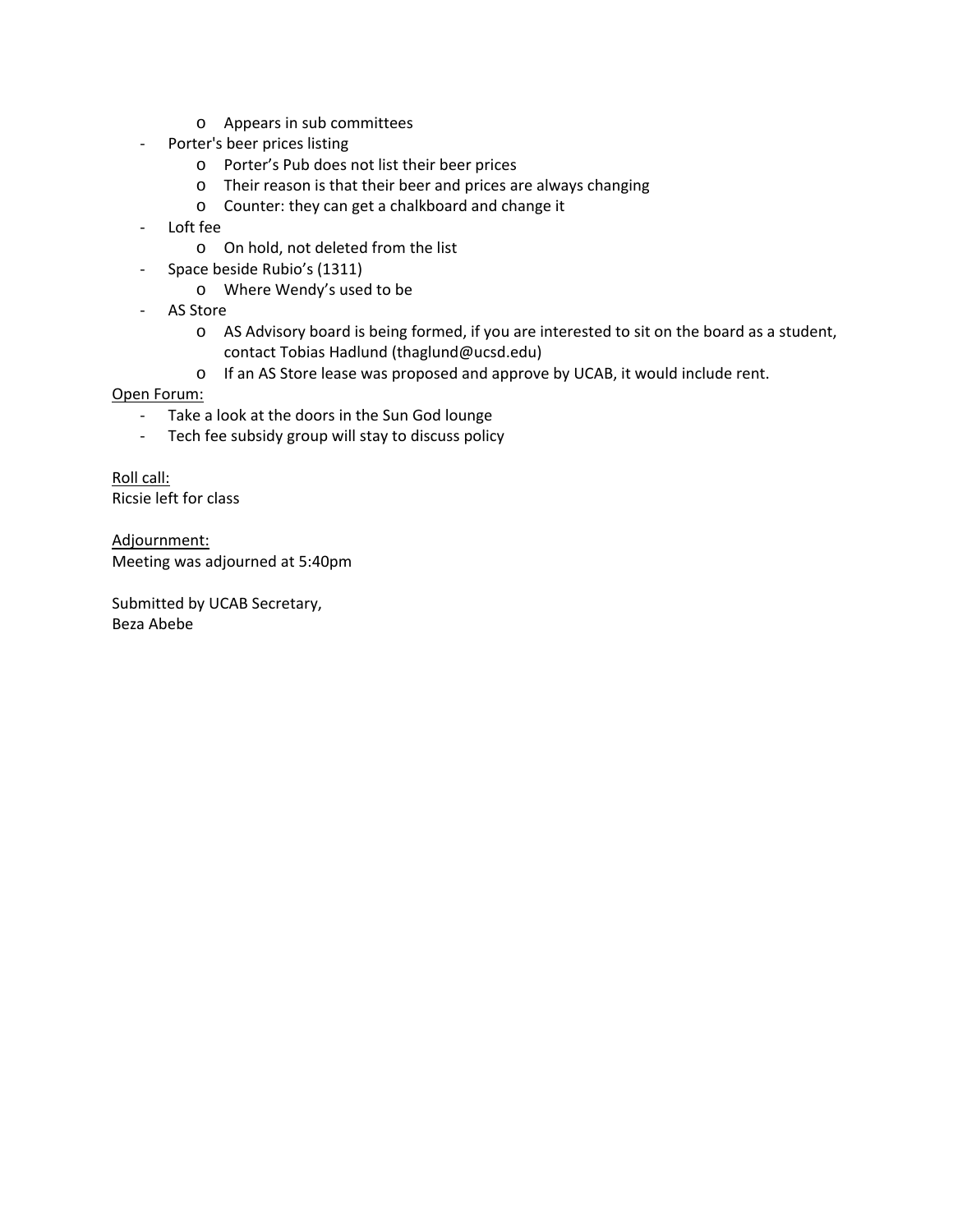- Appears in sub committees
- Porter's beer prices listing
    - Porter's Pub does not list their beer prices
    - Their reason is that their beer and prices are always changing
    - Counter: they can get a chalkboard and change it
- Loft fee
    - On hold, not deleted from the list
- Space beside Rubio's (1311)
    - Where Wendy's used to be
- AS Store
    - AS Advisory board is being formed, if you are interested to sit on the board as a student, contact Tobias Hadlund (thaglund@ucsd.edu)
    - If an AS Store lease was proposed and approve by UCAB, it would include rent.

<u>Open Forum:</u>

- Take a look at the doors in the Sun God lounge
- Tech fee subsidy group will stay to discuss policy

<u>Roll call:</u>
Ricsie left for class

<u>Adjournment:</u>
Meeting was adjourned at 5:40pm

Submitted by UCAB Secretary,
Beza Abebe